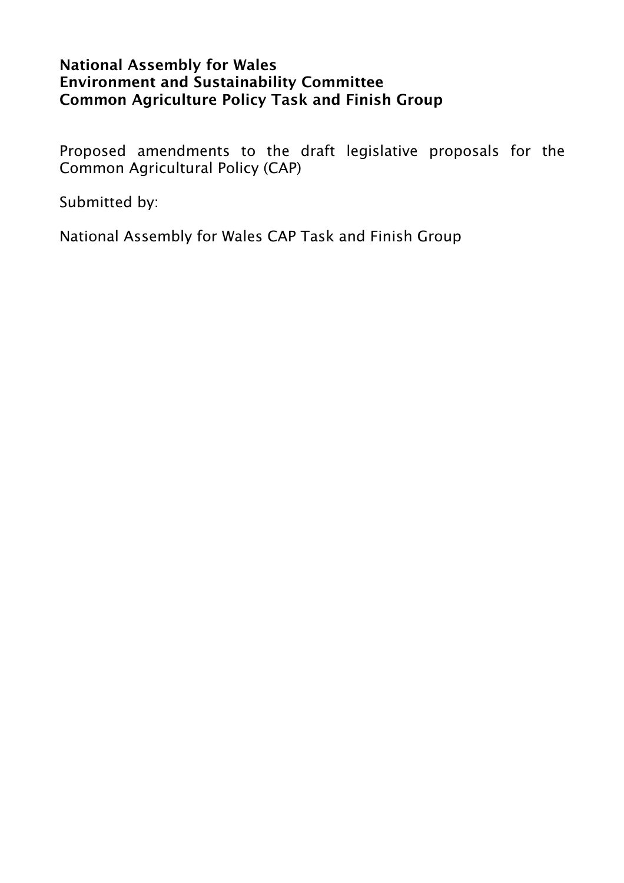**National Assembly for Wales**
**Environment and Sustainability Committee**
**Common Agriculture Policy Task and Finish Group**

Proposed amendments to the draft legislative proposals for the Common Agricultural Policy (CAP)

Submitted by:

National Assembly for Wales CAP Task and Finish Group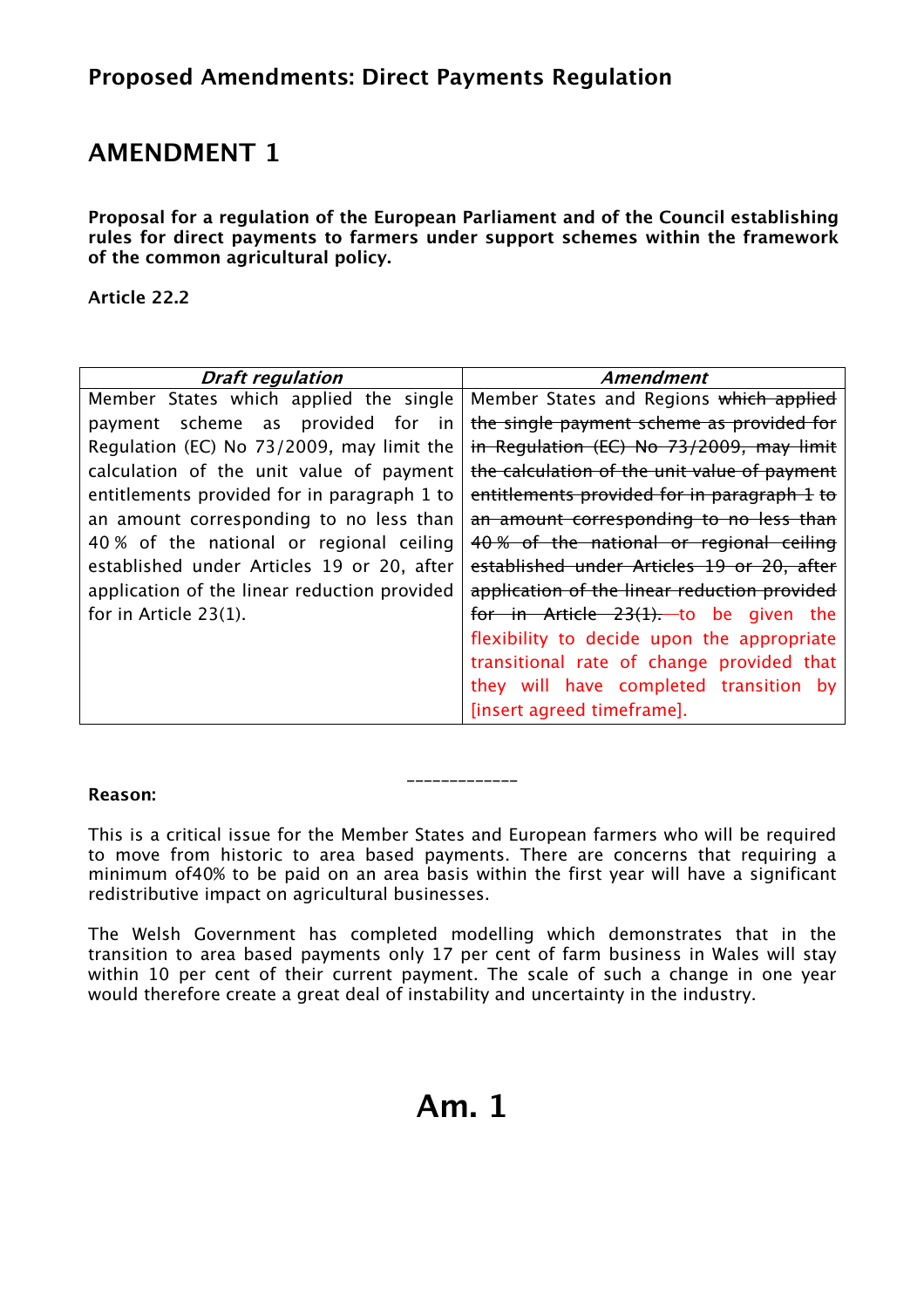## Proposed Amendments: Direct Payments Regulation

# AMENDMENT 1

**Proposal for a regulation of the European Parliament and of the Council establishing rules for direct payments to farmers under support schemes within the framework of the common agricultural policy.**

**Article 22.2**

| *Draft regulation* | *Amendment* |
|---|---|
| Member States which applied the single payment scheme as provided for in Regulation (EC) No 73/2009, may limit the calculation of the unit value of payment entitlements provided for in paragraph 1 to an amount corresponding to no less than 40 % of the national or regional ceiling established under Articles 19 or 20, after application of the linear reduction provided for in Article 23(1). | Member States and Regions ~~which applied the single payment scheme as provided for in Regulation (EC) No 73/2009, may limit the calculation of the unit value of payment entitlements provided for in paragraph 1 to an amount corresponding to no less than 40 % of the national or regional ceiling established under Articles 19 or 20, after application of the linear reduction provided for in Article 23(1).~~ to be given the flexibility to decide upon the appropriate transitional rate of change provided that they will have completed transition by [insert agreed timeframe]. |

_____________

**Reason:**

This is a critical issue for the Member States and European farmers who will be required to move from historic to area based payments. There are concerns that requiring a minimum of40% to be paid on an area basis within the first year will have a significant redistributive impact on agricultural businesses.

The Welsh Government has completed modelling which demonstrates that in the transition to area based payments only 17 per cent of farm business in Wales will stay within 10 per cent of their current payment. The scale of such a change in one year would therefore create a great deal of instability and uncertainty in the industry.

# Am. 1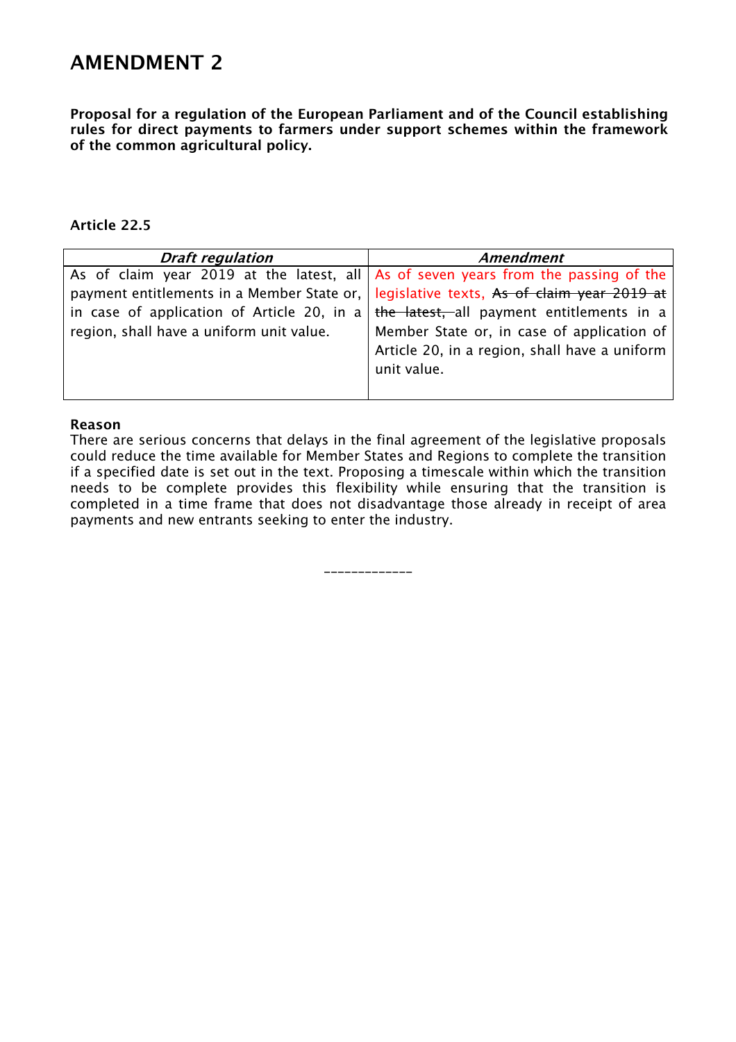# AMENDMENT 2

**Proposal for a regulation of the European Parliament and of the Council establishing rules for direct payments to farmers under support schemes within the framework of the common agricultural policy.**

**Article 22.5**

| *Draft regulation* | *Amendment* |
|---|---|
| As of claim year 2019 at the latest, all payment entitlements in a Member State or, in case of application of Article 20, in a region, shall have a uniform unit value. | As of seven years from the passing of the legislative texts, ~~As of claim year 2019 at the latest,~~ all payment entitlements in a Member State or, in case of application of Article 20, in a region, shall have a uniform unit value. |

**Reason**

There are serious concerns that delays in the final agreement of the legislative proposals could reduce the time available for Member States and Regions to complete the transition if a specified date is set out in the text. Proposing a timescale within which the transition needs to be complete provides this flexibility while ensuring that the transition is completed in a time frame that does not disadvantage those already in receipt of area payments and new entrants seeking to enter the industry.

_____________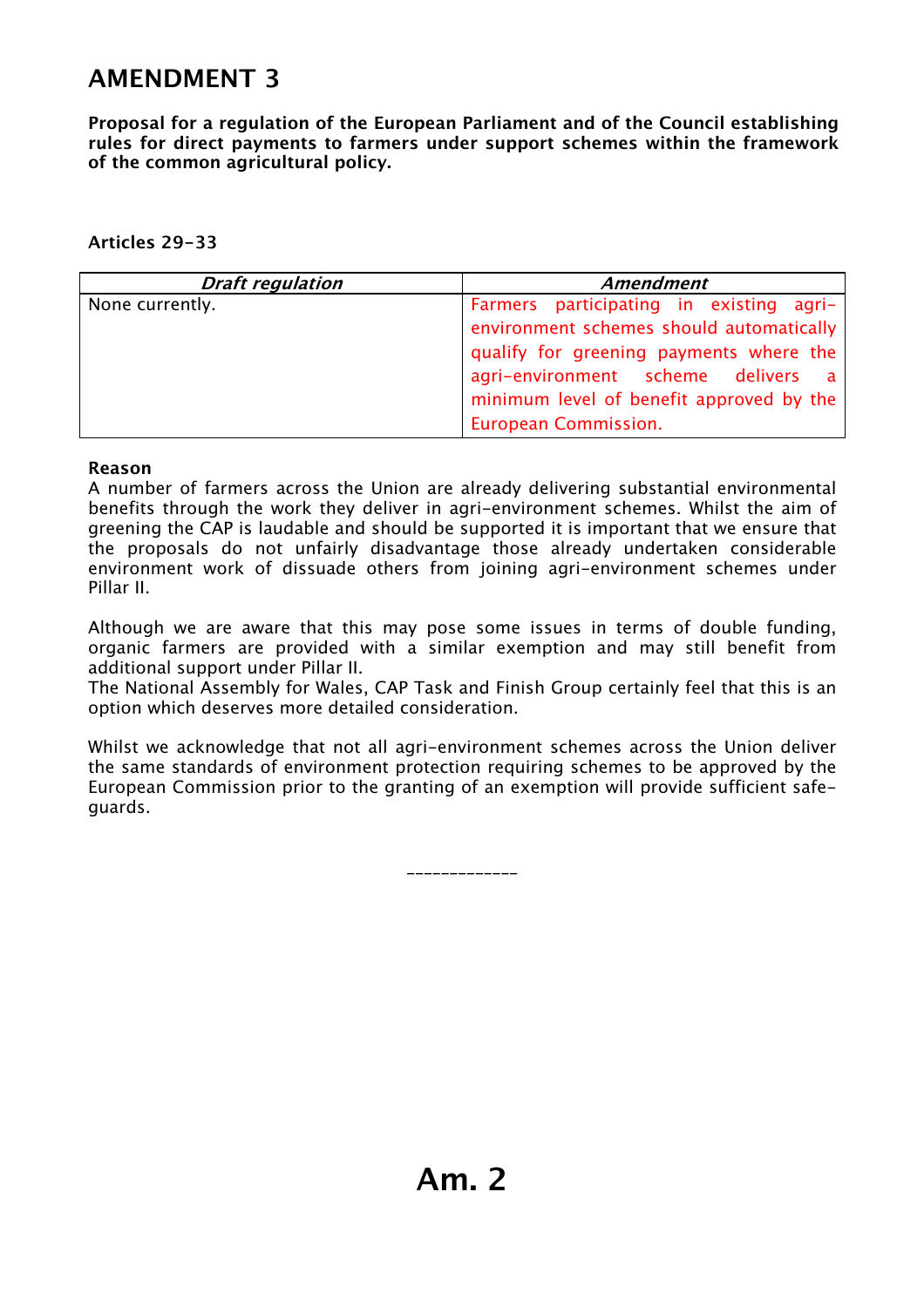# AMENDMENT 3

**Proposal for a regulation of the European Parliament and of the Council establishing rules for direct payments to farmers under support schemes within the framework of the common agricultural policy.**

**Articles 29-33**

| *Draft regulation* | *Amendment* |
|---|---|
| None currently. | Farmers participating in existing agri-environment schemes should automatically qualify for greening payments where the agri-environment scheme delivers a minimum level of benefit approved by the European Commission. |

**Reason**

A number of farmers across the Union are already delivering substantial environmental benefits through the work they deliver in agri-environment schemes. Whilst the aim of greening the CAP is laudable and should be supported it is important that we ensure that the proposals do not unfairly disadvantage those already undertaken considerable environment work of dissuade others from joining agri-environment schemes under Pillar II.

Although we are aware that this may pose some issues in terms of double funding, organic farmers are provided with a similar exemption and may still benefit from additional support under Pillar II.
The National Assembly for Wales, CAP Task and Finish Group certainly feel that this is an option which deserves more detailed consideration.

Whilst we acknowledge that not all agri-environment schemes across the Union deliver the same standards of environment protection requiring schemes to be approved by the European Commission prior to the granting of an exemption will provide sufficient safe-guards.

\_\_\_\_\_\_\_\_\_\_\_\_\_

**Am. 2**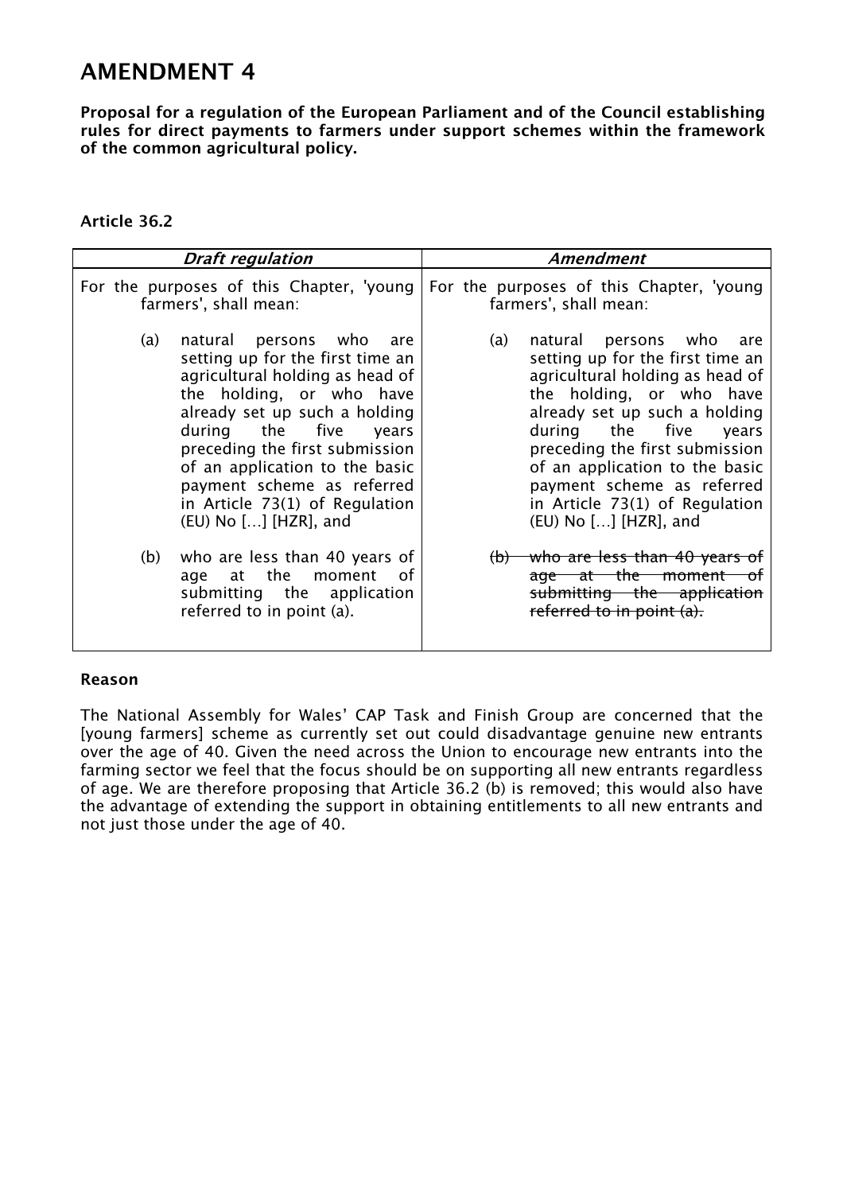# AMENDMENT 4

**Proposal for a regulation of the European Parliament and of the Council establishing rules for direct payments to farmers under support schemes within the framework of the common agricultural policy.**

**Article 36.2**

| *Draft regulation* | *Amendment* |
|---|---|
| For the purposes of this Chapter, 'young farmers', shall mean:<br><br>(a) natural persons who are setting up for the first time an agricultural holding as head of the holding, or who have already set up such a holding during the five years preceding the first submission of an application to the basic payment scheme as referred in Article 73(1) of Regulation (EU) No […] [HZR], and<br><br>(b) who are less than 40 years of age at the moment of submitting the application referred to in point (a). | For the purposes of this Chapter, 'young farmers', shall mean:<br><br>(a) natural persons who are setting up for the first time an agricultural holding as head of the holding, or who have already set up such a holding during the five years preceding the first submission of an application to the basic payment scheme as referred in Article 73(1) of Regulation (EU) No […] [HZR], and<br><br>~~(b) who are less than 40 years of age at the moment of submitting the application referred to in point (a).~~ |

**Reason**

The National Assembly for Wales' CAP Task and Finish Group are concerned that the [young farmers] scheme as currently set out could disadvantage genuine new entrants over the age of 40. Given the need across the Union to encourage new entrants into the farming sector we feel that the focus should be on supporting all new entrants regardless of age. We are therefore proposing that Article 36.2 (b) is removed; this would also have the advantage of extending the support in obtaining entitlements to all new entrants and not just those under the age of 40.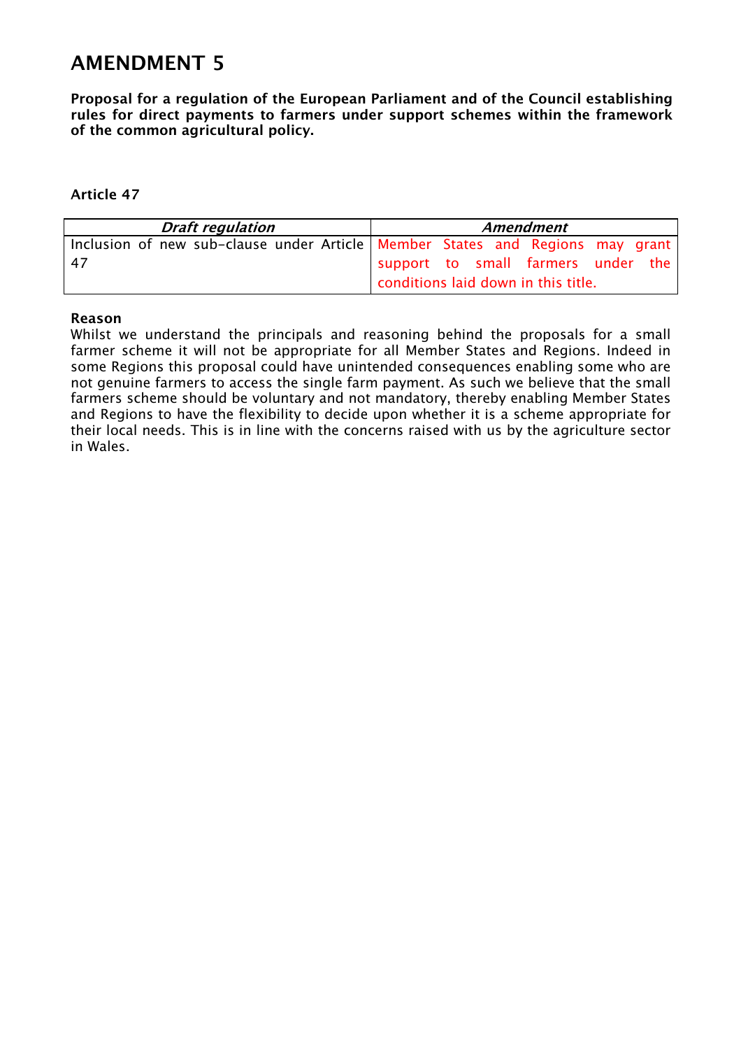# AMENDMENT 5

**Proposal for a regulation of the European Parliament and of the Council establishing rules for direct payments to farmers under support schemes within the framework of the common agricultural policy.**

**Article 47**

| *Draft regulation* | *Amendment* |
| --- | --- |
| Inclusion of new sub-clause under Article 47 | Member States and Regions may grant support to small farmers under the conditions laid down in this title. |

**Reason**

Whilst we understand the principals and reasoning behind the proposals for a small farmer scheme it will not be appropriate for all Member States and Regions. Indeed in some Regions this proposal could have unintended consequences enabling some who are not genuine farmers to access the single farm payment. As such we believe that the small farmers scheme should be voluntary and not mandatory, thereby enabling Member States and Regions to have the flexibility to decide upon whether it is a scheme appropriate for their local needs. This is in line with the concerns raised with us by the agriculture sector in Wales.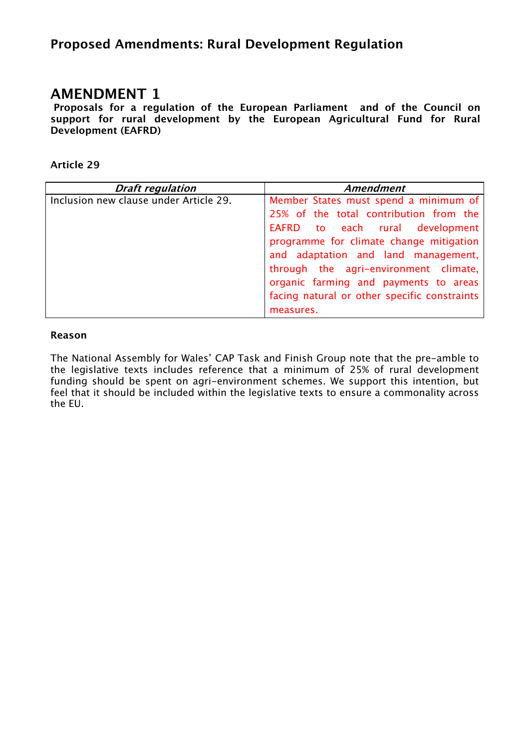## Proposed Amendments: Rural Development Regulation

# AMENDMENT 1

**Proposals for a regulation of the European Parliament and of the Council on support for rural development by the European Agricultural Fund for Rural Development (EAFRD)**

**Article 29**

| *Draft regulation* | *Amendment* |
|---|---|
| Inclusion new clause under Article 29. | Member States must spend a minimum of 25% of the total contribution from the EAFRD to each rural development programme for climate change mitigation and adaptation and land management, through the agri-environment climate, organic farming and payments to areas facing natural or other specific constraints measures. |

**Reason**

The National Assembly for Wales' CAP Task and Finish Group note that the pre-amble to the legislative texts includes reference that a minimum of 25% of rural development funding should be spent on agri-environment schemes. We support this intention, but feel that it should be included within the legislative texts to ensure a commonality across the EU.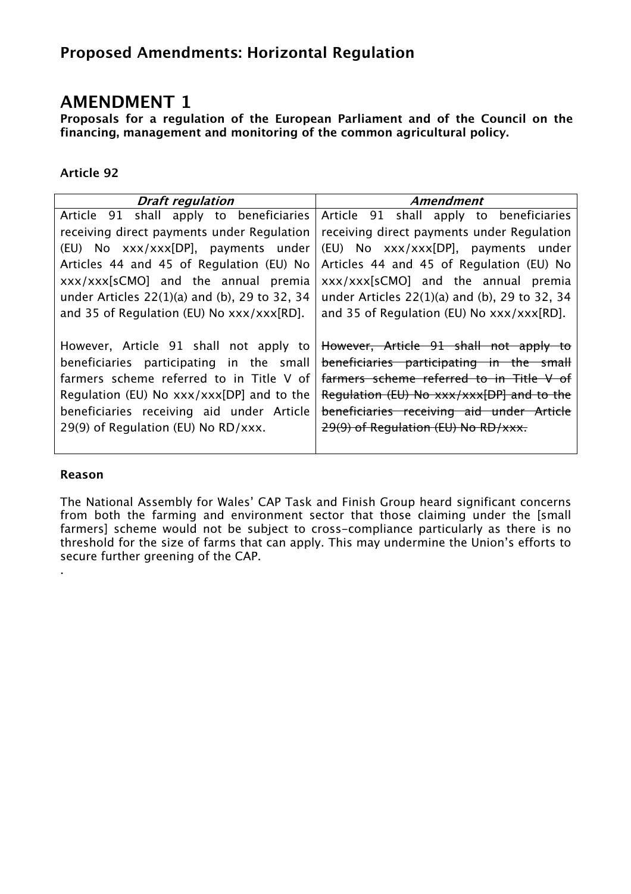## Proposed Amendments: Horizontal Regulation

# AMENDMENT 1

**Proposals for a regulation of the European Parliament and of the Council on the financing, management and monitoring of the common agricultural policy.**

**Article 92**

| ***Draft regulation*** | ***Amendment*** |
|---|---|
| Article 91 shall apply to beneficiaries receiving direct payments under Regulation (EU) No xxx/xxx[DP], payments under Articles 44 and 45 of Regulation (EU) No xxx/xxx[sCMO] and the annual premia under Articles 22(1)(a) and (b), 29 to 32, 34 and 35 of Regulation (EU) No xxx/xxx[RD].<br><br>However, Article 91 shall not apply to beneficiaries participating in the small farmers scheme referred to in Title V of Regulation (EU) No xxx/xxx[DP] and to the beneficiaries receiving aid under Article 29(9) of Regulation (EU) No RD/xxx. | Article 91 shall apply to beneficiaries receiving direct payments under Regulation (EU) No xxx/xxx[DP], payments under Articles 44 and 45 of Regulation (EU) No xxx/xxx[sCMO] and the annual premia under Articles 22(1)(a) and (b), 29 to 32, 34 and 35 of Regulation (EU) No xxx/xxx[RD].<br><br>~~However, Article 91 shall not apply to beneficiaries participating in the small farmers scheme referred to in Title V of Regulation (EU) No xxx/xxx[DP] and to the beneficiaries receiving aid under Article 29(9) of Regulation (EU) No RD/xxx.~~ |

**Reason**

The National Assembly for Wales' CAP Task and Finish Group heard significant concerns from both the farming and environment sector that those claiming under the [small farmers] scheme would not be subject to cross-compliance particularly as there is no threshold for the size of farms that can apply. This may undermine the Union's efforts to secure further greening of the CAP.

.